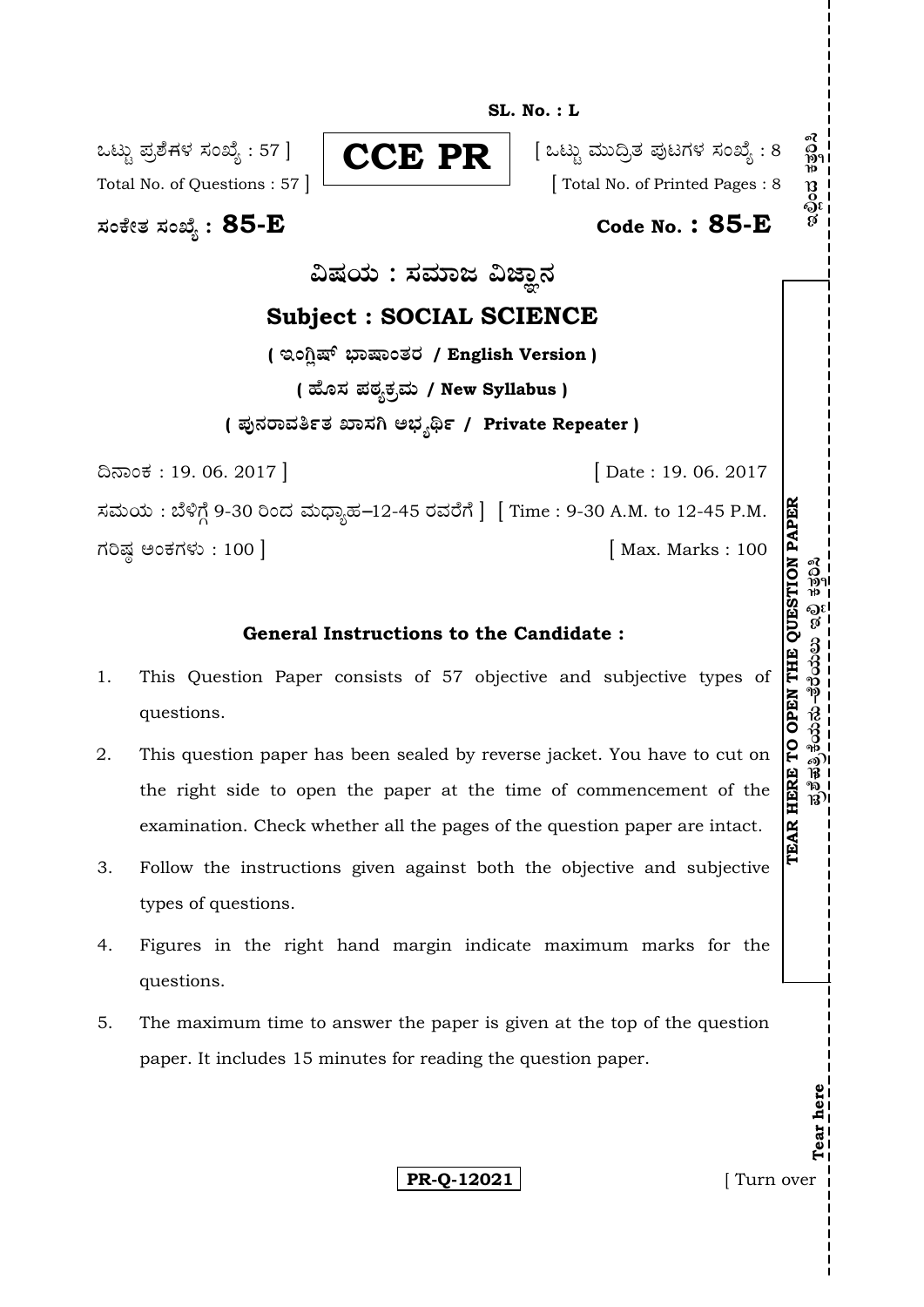**SL. No. : L**

ಒಟ್ಟು ಪ್ರಶ್ನೆಗಳ ಸಂಖ್ಯೆ : 57 ]
Total No. of Questions : 57 ]

**CCE PR**

[ ಒಟ್ಟು ಮುದ್ರಿತ ಪುಟಗಳ ಸಂಖ್ಯೆ : 8
[ Total No. of Printed Pages : 8

**ಸಂಕೇತ ಸಂಖ್ಯೆ : 85-E** | **Code No. : 85-E**

## ವಿಷಯ : ಸಮಾಜ ವಿಜ್ಞಾನ

## Subject : SOCIAL SCIENCE

**( ಇಂಗ್ಲಿಷ್ ಭಾಷಾಂತರ / English Version )**

**( ಹೊಸ ಪಠ್ಯಕ್ರಮ / New Syllabus )**

**( ಪುನರಾವರ್ತಿತ ಖಾಸಗಿ ಅಭ್ಯರ್ಥಿ / Private Repeater )**

ದಿನಾಂಕ : 19. 06. 2017 ] | [ Date : 19. 06. 2017

ಸಮಯ : ಬೆಳಿಗ್ಗೆ 9-30 ರಿಂದ ಮಧ್ಯಾಹ್ನ–12-45 ರವರೆಗೆ ] | [ Time : 9-30 A.M. to 12-45 P.M.

ಗರಿಷ್ಠ ಅಂಕಗಳು : 100 ] | [ Max. Marks : 100

TEAR HERE TO OPEN THE QUESTION PAPER

ಪ್ರಶ್ನೆ ಪತ್ರಿಕೆಯನ್ನು ತೆರೆಯಲು ಇಲ್ಲಿ ಕತ್ತರಿಸಿ

### General Instructions to the Candidate :

1. This Question Paper consists of 57 objective and subjective types of questions.
2. This question paper has been sealed by reverse jacket. You have to cut on the right side to open the paper at the time of commencement of the examination. Check whether all the pages of the question paper are intact.
3. Follow the instructions given against both the objective and subjective types of questions.
4. Figures in the right hand margin indicate maximum marks for the questions.
5. The maximum time to answer the paper is given at the top of the question paper. It includes 15 minutes for reading the question paper.

**PR-Q-12021**

[ Turn over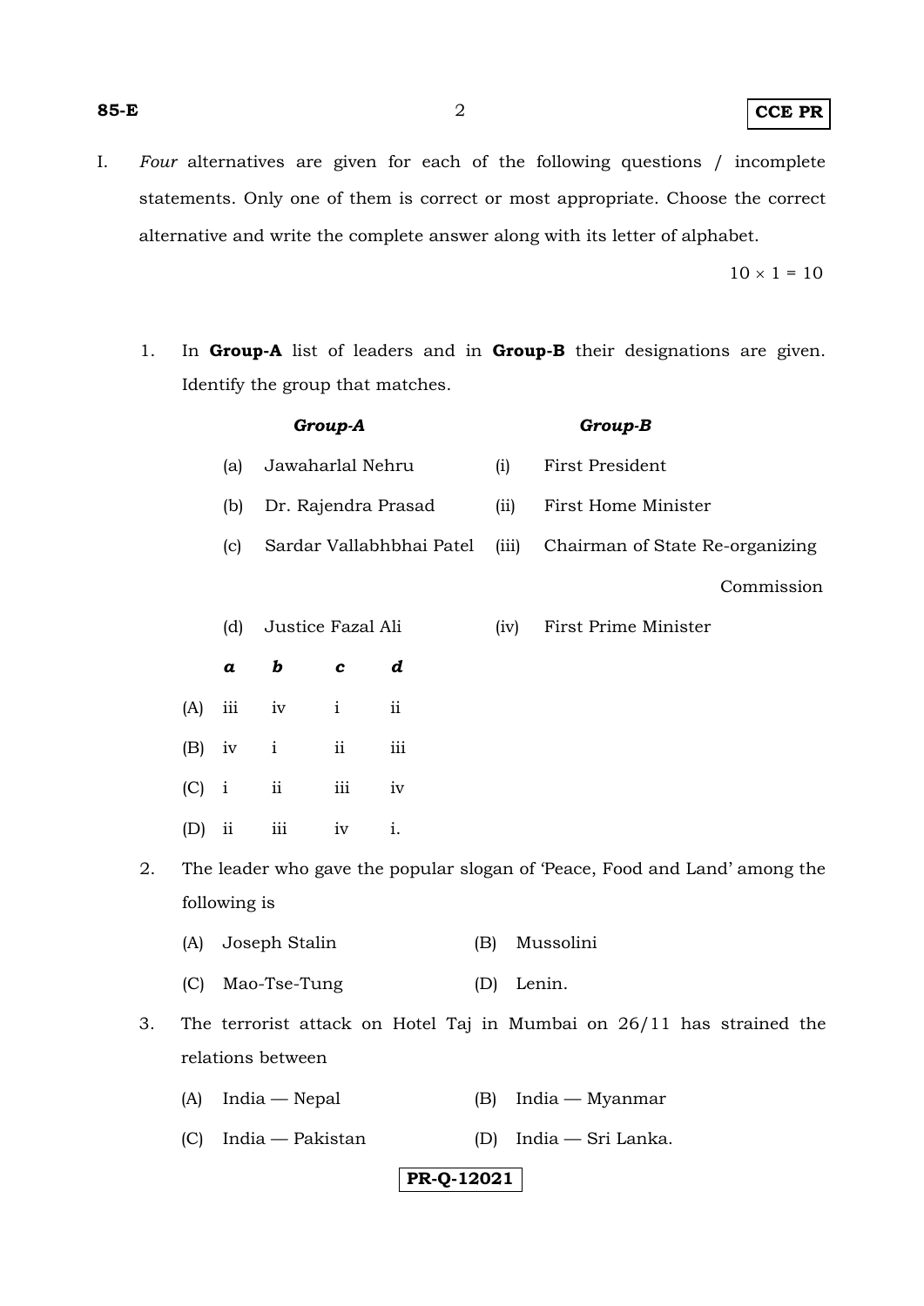I. *Four* alternatives are given for each of the following questions / incomplete statements. Only one of them is correct or most appropriate. Choose the correct alternative and write the complete answer along with its letter of alphabet.

$10 \times 1 = 10$

1. In **Group-A** list of leaders and in **Group-B** their designations are given. Identify the group that matches.

| | *Group-A* | | *Group-B* |
|---|---|---|---|
| (a) | Jawaharlal Nehru | (i) | First President |
| (b) | Dr. Rajendra Prasad | (ii) | First Home Minister |
| (c) | Sardar Vallabhbhai Patel | (iii) | Chairman of State Re-organizing Commission |
| (d) | Justice Fazal Ali | (iv) | First Prime Minister |

| | *a* | *b* | *c* | *d* |
|---|---|---|---|---|
| (A) | iii | iv | i | ii |
| (B) | iv | i | ii | iii |
| (C) | i | ii | iii | iv |
| (D) | ii | iii | iv | i. |

2. The leader who gave the popular slogan of 'Peace, Food and Land' among the following is

   (A) Joseph Stalin
   (B) Mussolini
   (C) Mao-Tse-Tung
   (D) Lenin.

3. The terrorist attack on Hotel Taj in Mumbai on 26/11 has strained the relations between

   (A) India — Nepal
   (B) India — Myanmar
   (C) India — Pakistan
   (D) India — Sri Lanka.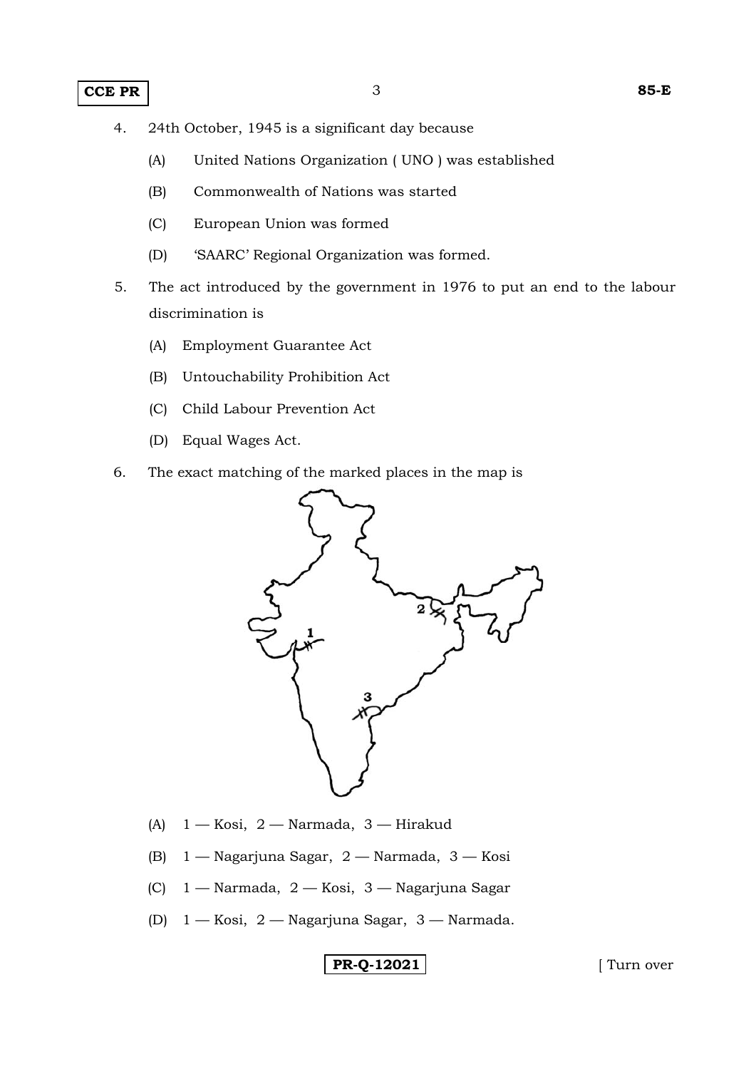4. 24th October, 1945 is a significant day because

   (A) United Nations Organization ( UNO ) was established

   (B) Commonwealth of Nations was started

   (C) European Union was formed

   (D) 'SAARC' Regional Organization was formed.

5. The act introduced by the government in 1976 to put an end to the labour discrimination is

   (A) Employment Guarantee Act

   (B) Untouchability Prohibition Act

   (C) Child Labour Prevention Act

   (D) Equal Wages Act.

6. The exact matching of the marked places in the map is

   (A) 1 — Kosi, 2 — Narmada, 3 — Hirakud

   (B) 1 — Nagarjuna Sagar, 2 — Narmada, 3 — Kosi

   (C) 1 — Narmada, 2 — Kosi, 3 — Nagarjuna Sagar

   (D) 1 — Kosi, 2 — Nagarjuna Sagar, 3 — Narmada.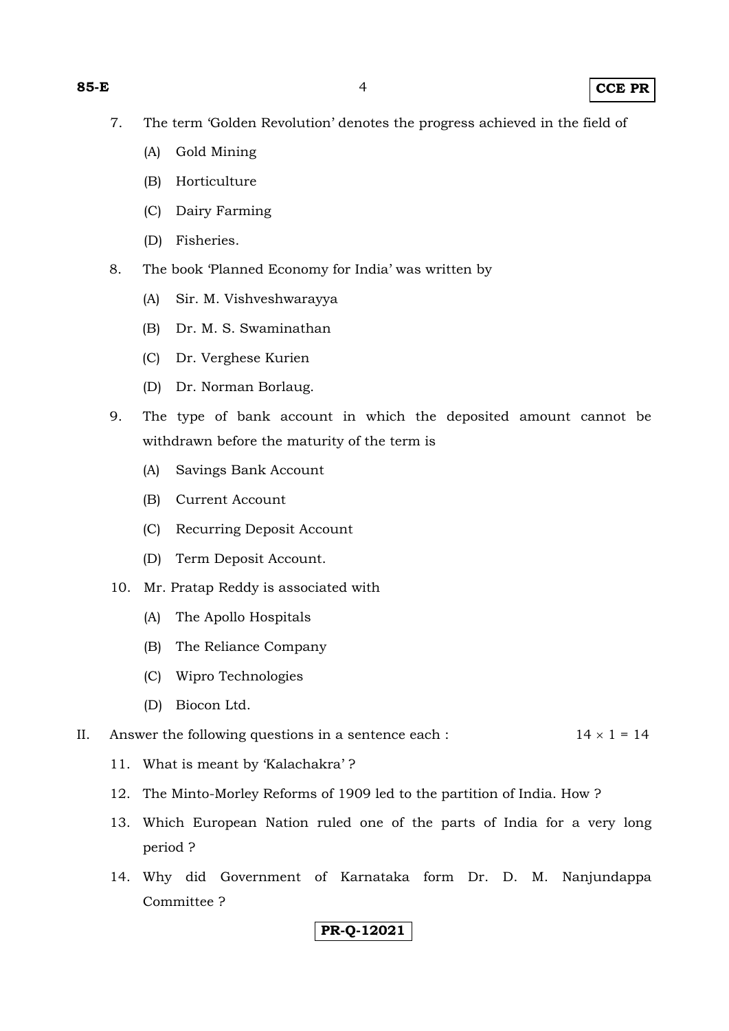7. The term 'Golden Revolution' denotes the progress achieved in the field of

   (A) Gold Mining

   (B) Horticulture

   (C) Dairy Farming

   (D) Fisheries.

8. The book 'Planned Economy for India' was written by

   (A) Sir. M. Vishveshwarayya

   (B) Dr. M. S. Swaminathan

   (C) Dr. Verghese Kurien

   (D) Dr. Norman Borlaug.

9. The type of bank account in which the deposited amount cannot be withdrawn before the maturity of the term is

   (A) Savings Bank Account

   (B) Current Account

   (C) Recurring Deposit Account

   (D) Term Deposit Account.

10. Mr. Pratap Reddy is associated with

    (A) The Apollo Hospitals

    (B) The Reliance Company

    (C) Wipro Technologies

    (D) Biocon Ltd.

II. Answer the following questions in a sentence each : $14 \times 1 = 14$

11. What is meant by 'Kalachakra' ?

12. The Minto-Morley Reforms of 1909 led to the partition of India. How ?

13. Which European Nation ruled one of the parts of India for a very long period ?

14. Why did Government of Karnataka form Dr. D. M. Nanjundappa Committee ?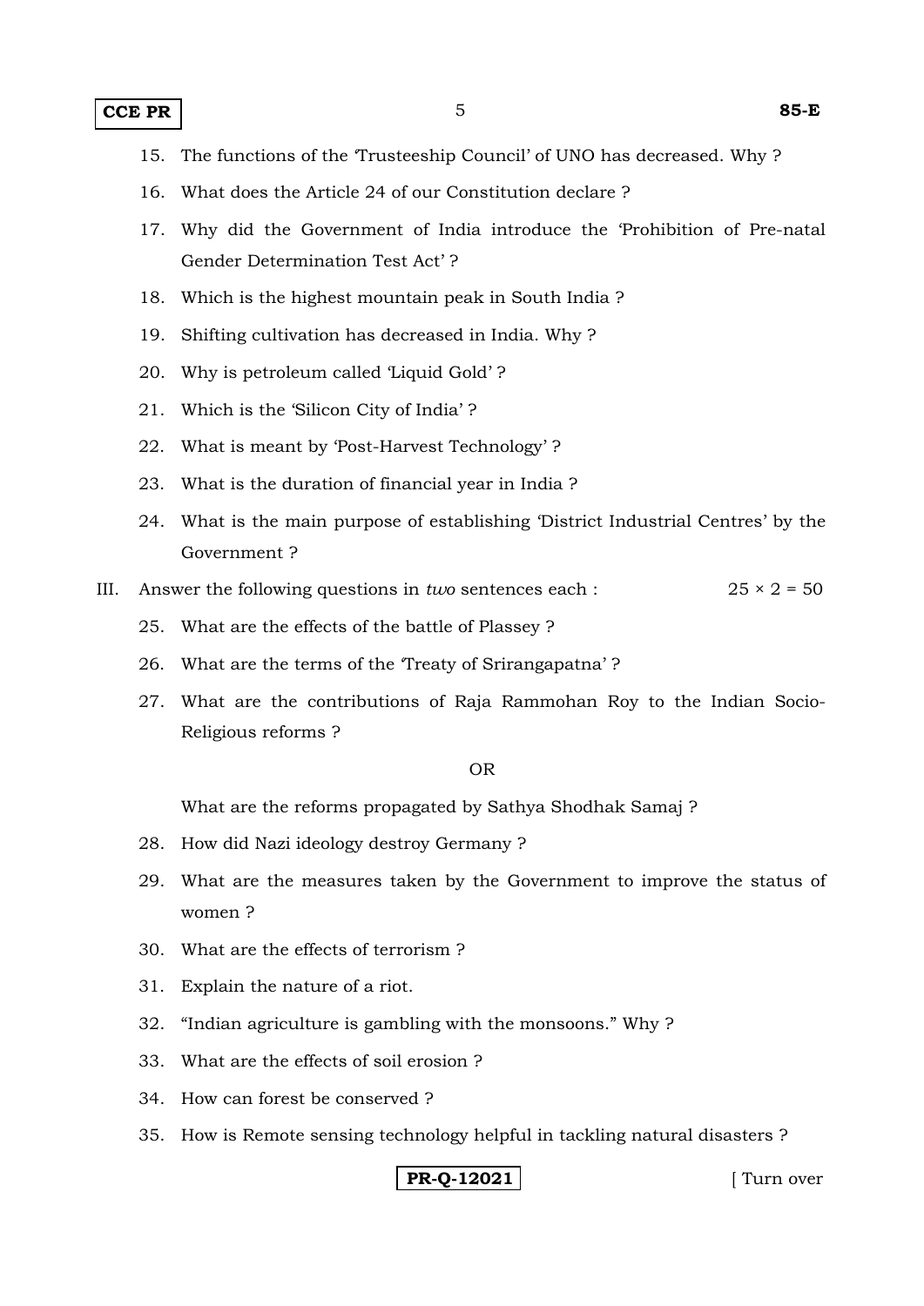15. The functions of the 'Trusteeship Council' of UNO has decreased. Why ?

16. What does the Article 24 of our Constitution declare ?

17. Why did the Government of India introduce the 'Prohibition of Pre-natal Gender Determination Test Act' ?

18. Which is the highest mountain peak in South India ?

19. Shifting cultivation has decreased in India. Why ?

20. Why is petroleum called 'Liquid Gold' ?

21. Which is the 'Silicon City of India' ?

22. What is meant by 'Post-Harvest Technology' ?

23. What is the duration of financial year in India ?

24. What is the main purpose of establishing 'District Industrial Centres' by the Government ?

III. Answer the following questions in *two* sentences each : $25 \times 2 = 50$

25. What are the effects of the battle of Plassey ?

26. What are the terms of the 'Treaty of Srirangapatna' ?

27. What are the contributions of Raja Rammohan Roy to the Indian Socio-Religious reforms ?

OR

What are the reforms propagated by Sathya Shodhak Samaj ?

28. How did Nazi ideology destroy Germany ?

29. What are the measures taken by the Government to improve the status of women ?

30. What are the effects of terrorism ?

31. Explain the nature of a riot.

32. "Indian agriculture is gambling with the monsoons." Why ?

33. What are the effects of soil erosion ?

34. How can forest be conserved ?

35. How is Remote sensing technology helpful in tackling natural disasters ?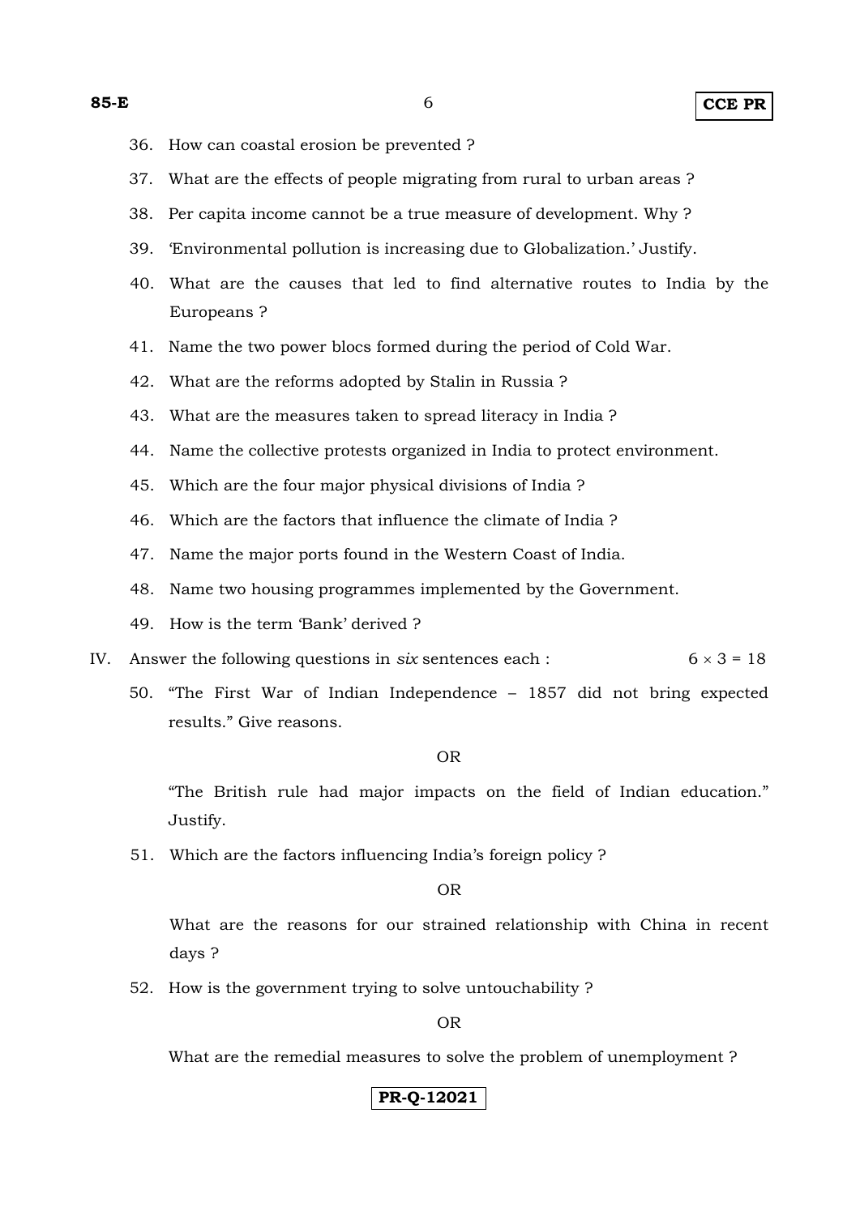36. How can coastal erosion be prevented ?

37. What are the effects of people migrating from rural to urban areas ?

38. Per capita income cannot be a true measure of development. Why ?

39. 'Environmental pollution is increasing due to Globalization.' Justify.

40. What are the causes that led to find alternative routes to India by the Europeans ?

41. Name the two power blocs formed during the period of Cold War.

42. What are the reforms adopted by Stalin in Russia ?

43. What are the measures taken to spread literacy in India ?

44. Name the collective protests organized in India to protect environment.

45. Which are the four major physical divisions of India ?

46. Which are the factors that influence the climate of India ?

47. Name the major ports found in the Western Coast of India.

48. Name two housing programmes implemented by the Government.

49. How is the term 'Bank' derived ?

IV. Answer the following questions in *six* sentences each : $6 \times 3 = 18$

50. "The First War of Indian Independence – 1857 did not bring expected results." Give reasons.

OR

"The British rule had major impacts on the field of Indian education." Justify.

51. Which are the factors influencing India's foreign policy ?

OR

What are the reasons for our strained relationship with China in recent days ?

52. How is the government trying to solve untouchability ?

OR

What are the remedial measures to solve the problem of unemployment ?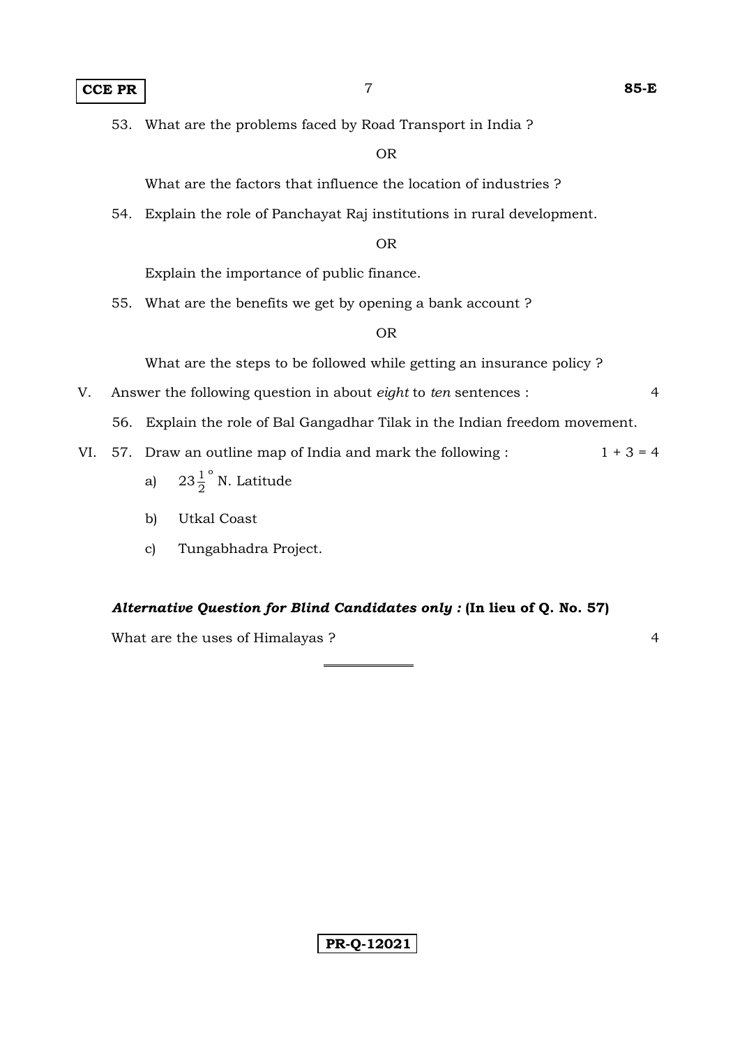53. What are the problems faced by Road Transport in India ?

OR

What are the factors that influence the location of industries ?

54. Explain the role of Panchayat Raj institutions in rural development.

OR

Explain the importance of public finance.

55. What are the benefits we get by opening a bank account ?

OR

What are the steps to be followed while getting an insurance policy ?

V. Answer the following question in about *eight* to *ten* sentences : 4

56. Explain the role of Bal Gangadhar Tilak in the Indian freedom movement.

VI. 57. Draw an outline map of India and mark the following : 1 + 3 = 4

a) $23\frac{1}{2}^{\circ}$ N. Latitude

b) Utkal Coast

c) Tungabhadra Project.

***Alternative Question for Blind Candidates only :*** **(In lieu of Q. No. 57)**

What are the uses of Himalayas ? 4